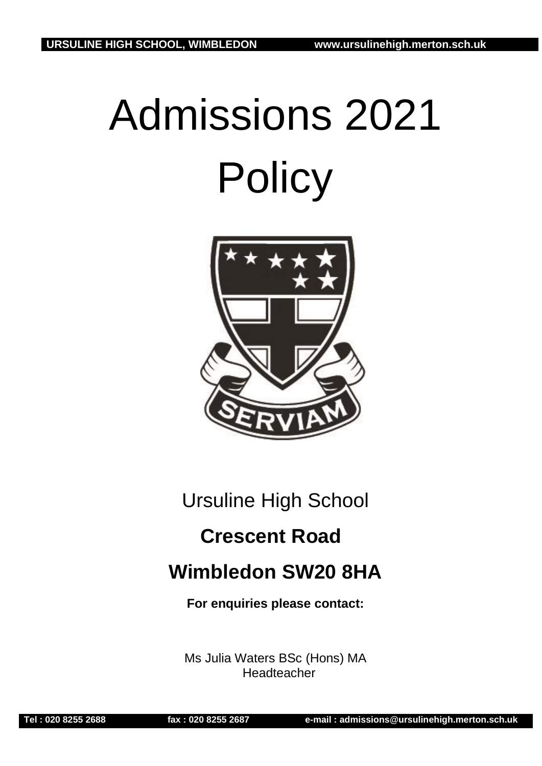URSULINE HIGH SCHOOL, WIMBLEDON www.ursulinehigh.merton.sch.uk

# Admissions 2021 Policy

Ursuline High School

**Crescent Road**

**Wimbledon SW20 8HA**

**For enquiries please contact:**

Ms Julia Waters BSc (Hons) MA
Headteacher

Tel : 020 8255 2688 fax : 020 8255 2687 e-mail : admissions@ursulinehigh.merton.sch.uk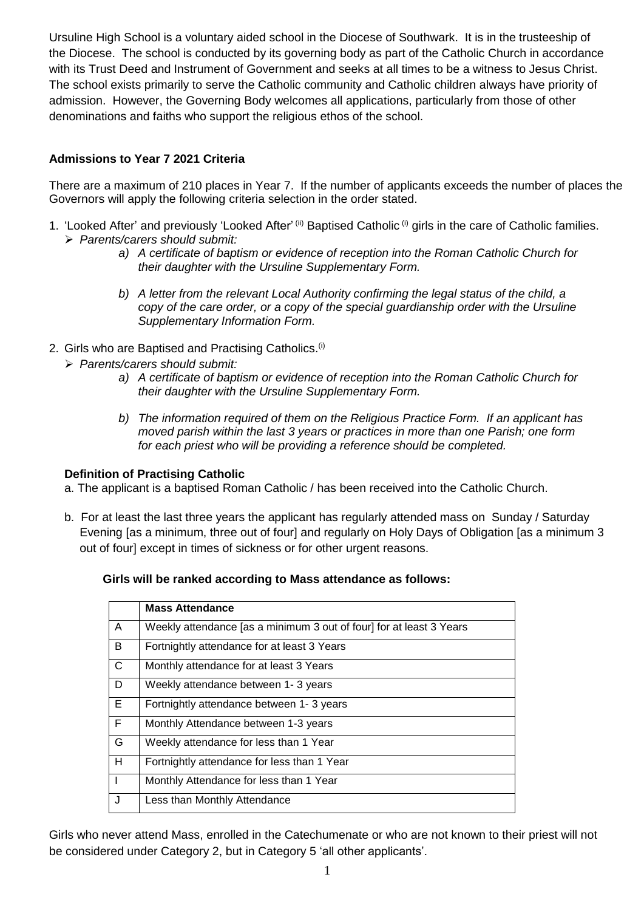Ursuline High School is a voluntary aided school in the Diocese of Southwark. It is in the trusteeship of the Diocese. The school is conducted by its governing body as part of the Catholic Church in accordance with its Trust Deed and Instrument of Government and seeks at all times to be a witness to Jesus Christ. The school exists primarily to serve the Catholic community and Catholic children always have priority of admission. However, the Governing Body welcomes all applications, particularly from those of other denominations and faiths who support the religious ethos of the school.

**Admissions to Year 7 2021 Criteria**

There are a maximum of 210 places in Year 7. If the number of applicants exceeds the number of places the Governors will apply the following criteria selection in the order stated.

1. 'Looked After' and previously 'Looked After' [(ii)] Baptised Catholic [(i)] girls in the care of Catholic families.
   - *Parents/carers should submit:*
     - *a) A certificate of baptism or evidence of reception into the Roman Catholic Church for their daughter with the Ursuline Supplementary Form.*
     - *b) A letter from the relevant Local Authority confirming the legal status of the child, a copy of the care order, or a copy of the special guardianship order with the Ursuline Supplementary Information Form.*

2. Girls who are Baptised and Practising Catholics.[(i)]
   - *Parents/carers should submit:*
     - *a) A certificate of baptism or evidence of reception into the Roman Catholic Church for their daughter with the Ursuline Supplementary Form.*
     - *b) The information required of them on the Religious Practice Form. If an applicant has moved parish within the last 3 years or practices in more than one Parish; one form for each priest who will be providing a reference should be completed.*

**Definition of Practising Catholic**

a. The applicant is a baptised Roman Catholic / has been received into the Catholic Church.

b. For at least the last three years the applicant has regularly attended mass on Sunday / Saturday Evening [as a minimum, three out of four] and regularly on Holy Days of Obligation [as a minimum 3 out of four] except in times of sickness or for other urgent reasons.

**Girls will be ranked according to Mass attendance as follows:**

| | **Mass Attendance** |
|---|---|
| A | Weekly attendance [as a minimum 3 out of four] for at least 3 Years |
| B | Fortnightly attendance for at least 3 Years |
| C | Monthly attendance for at least 3 Years |
| D | Weekly attendance between 1- 3 years |
| E | Fortnightly attendance between 1- 3 years |
| F | Monthly Attendance between 1-3 years |
| G | Weekly attendance for less than 1 Year |
| H | Fortnightly attendance for less than 1 Year |
| I | Monthly Attendance for less than 1 Year |
| J | Less than Monthly Attendance |

Girls who never attend Mass, enrolled in the Catechumenate or who are not known to their priest will not be considered under Category 2, but in Category 5 'all other applicants'.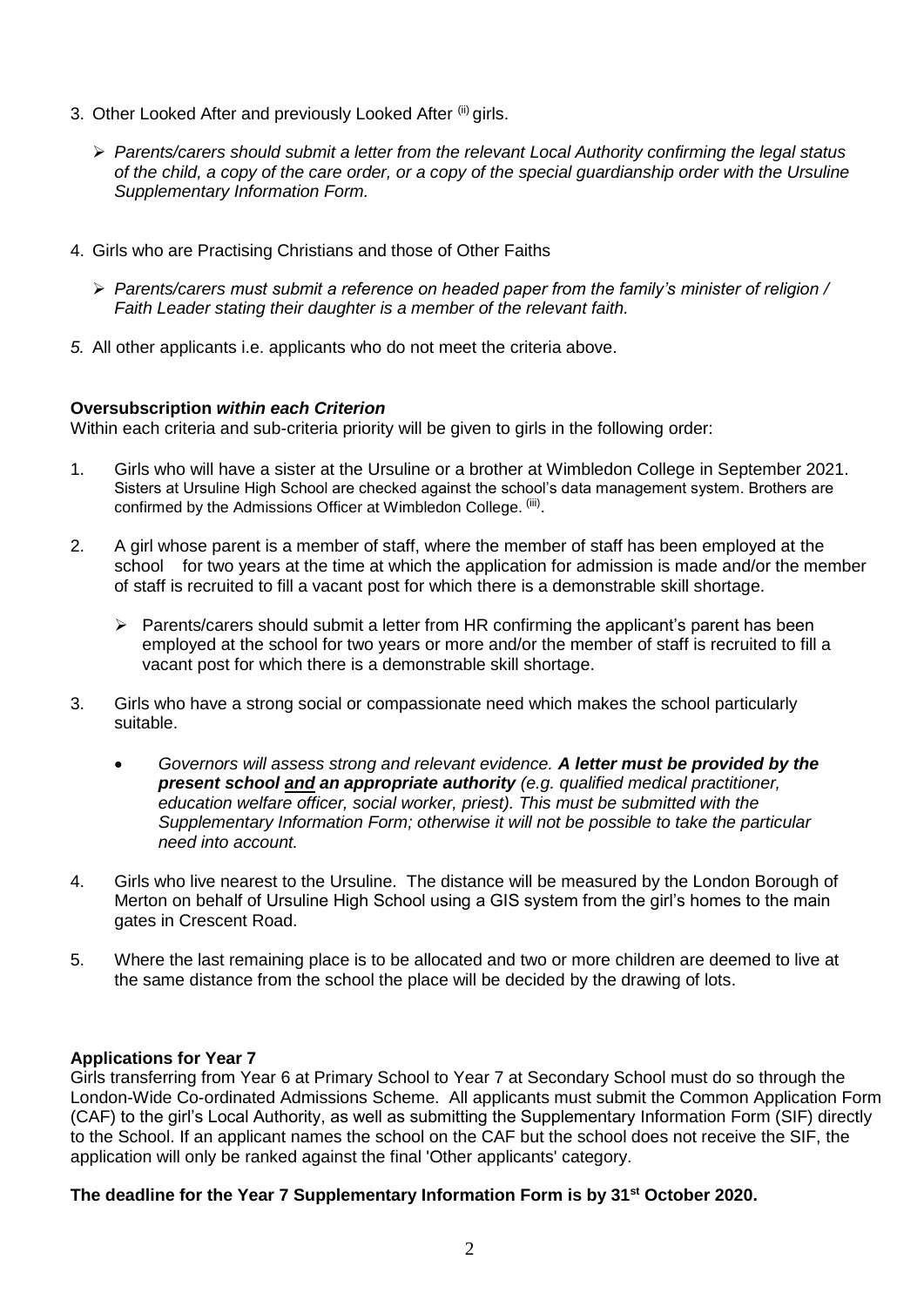3. Other Looked After and previously Looked After [ii] girls.

   - *Parents/carers should submit a letter from the relevant Local Authority confirming the legal status of the child, a copy of the care order, or a copy of the special guardianship order with the Ursuline Supplementary Information Form.*

4. Girls who are Practising Christians and those of Other Faiths

   - *Parents/carers must submit a reference on headed paper from the family's minister of religion / Faith Leader stating their daughter is a member of the relevant faith.*

5. All other applicants i.e. applicants who do not meet the criteria above.

**Oversubscription *within each Criterion***

Within each criteria and sub-criteria priority will be given to girls in the following order:

1. Girls who will have a sister at the Ursuline or a brother at Wimbledon College in September 2021. Sisters at Ursuline High School are checked against the school's data management system. Brothers are confirmed by the Admissions Officer at Wimbledon College. [iii].

2. A girl whose parent is a member of staff, where the member of staff has been employed at the school for two years at the time at which the application for admission is made and/or the member of staff is recruited to fill a vacant post for which there is a demonstrable skill shortage.

   - Parents/carers should submit a letter from HR confirming the applicant's parent has been employed at the school for two years or more and/or the member of staff is recruited to fill a vacant post for which there is a demonstrable skill shortage.

3. Girls who have a strong social or compassionate need which makes the school particularly suitable.

   - *Governors will assess strong and relevant evidence.* ***A letter must be provided by the present school <u>and</u> an appropriate authority*** *(e.g. qualified medical practitioner, education welfare officer, social worker, priest). This must be submitted with the Supplementary Information Form; otherwise it will not be possible to take the particular need into account.*

4. Girls who live nearest to the Ursuline. The distance will be measured by the London Borough of Merton on behalf of Ursuline High School using a GIS system from the girl's homes to the main gates in Crescent Road.

5. Where the last remaining place is to be allocated and two or more children are deemed to live at the same distance from the school the place will be decided by the drawing of lots.

**Applications for Year 7**

Girls transferring from Year 6 at Primary School to Year 7 at Secondary School must do so through the London-Wide Co-ordinated Admissions Scheme. All applicants must submit the Common Application Form (CAF) to the girl's Local Authority, as well as submitting the Supplementary Information Form (SIF) directly to the School. If an applicant names the school on the CAF but the school does not receive the SIF, the application will only be ranked against the final 'Other applicants' category.

**The deadline for the Year 7 Supplementary Information Form is by 31st October 2020.**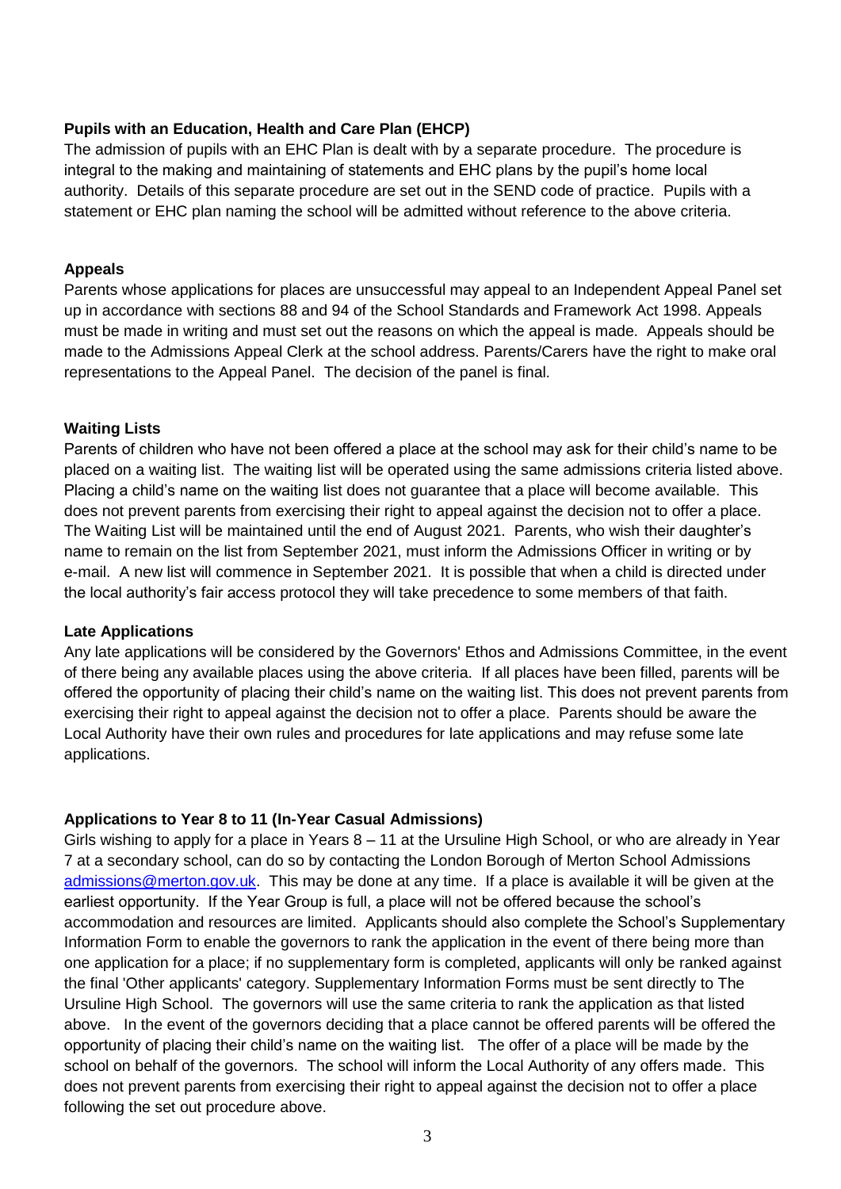**Pupils with an Education, Health and Care Plan (EHCP)**

The admission of pupils with an EHC Plan is dealt with by a separate procedure. The procedure is integral to the making and maintaining of statements and EHC plans by the pupil's home local authority. Details of this separate procedure are set out in the SEND code of practice. Pupils with a statement or EHC plan naming the school will be admitted without reference to the above criteria.

**Appeals**

Parents whose applications for places are unsuccessful may appeal to an Independent Appeal Panel set up in accordance with sections 88 and 94 of the School Standards and Framework Act 1998. Appeals must be made in writing and must set out the reasons on which the appeal is made. Appeals should be made to the Admissions Appeal Clerk at the school address. Parents/Carers have the right to make oral representations to the Appeal Panel. The decision of the panel is final.

**Waiting Lists**

Parents of children who have not been offered a place at the school may ask for their child's name to be placed on a waiting list. The waiting list will be operated using the same admissions criteria listed above. Placing a child's name on the waiting list does not guarantee that a place will become available. This does not prevent parents from exercising their right to appeal against the decision not to offer a place. The Waiting List will be maintained until the end of August 2021. Parents, who wish their daughter's name to remain on the list from September 2021, must inform the Admissions Officer in writing or by e-mail. A new list will commence in September 2021. It is possible that when a child is directed under the local authority's fair access protocol they will take precedence to some members of that faith.

**Late Applications**

Any late applications will be considered by the Governors' Ethos and Admissions Committee, in the event of there being any available places using the above criteria. If all places have been filled, parents will be offered the opportunity of placing their child's name on the waiting list. This does not prevent parents from exercising their right to appeal against the decision not to offer a place. Parents should be aware the Local Authority have their own rules and procedures for late applications and may refuse some late applications.

**Applications to Year 8 to 11 (In-Year Casual Admissions)**

Girls wishing to apply for a place in Years 8 – 11 at the Ursuline High School, or who are already in Year 7 at a secondary school, can do so by contacting the London Borough of Merton School Admissions admissions@merton.gov.uk. This may be done at any time. If a place is available it will be given at the earliest opportunity. If the Year Group is full, a place will not be offered because the school's accommodation and resources are limited. Applicants should also complete the School's Supplementary Information Form to enable the governors to rank the application in the event of there being more than one application for a place; if no supplementary form is completed, applicants will only be ranked against the final 'Other applicants' category. Supplementary Information Forms must be sent directly to The Ursuline High School. The governors will use the same criteria to rank the application as that listed above. In the event of the governors deciding that a place cannot be offered parents will be offered the opportunity of placing their child's name on the waiting list. The offer of a place will be made by the school on behalf of the governors. The school will inform the Local Authority of any offers made. This does not prevent parents from exercising their right to appeal against the decision not to offer a place following the set out procedure above.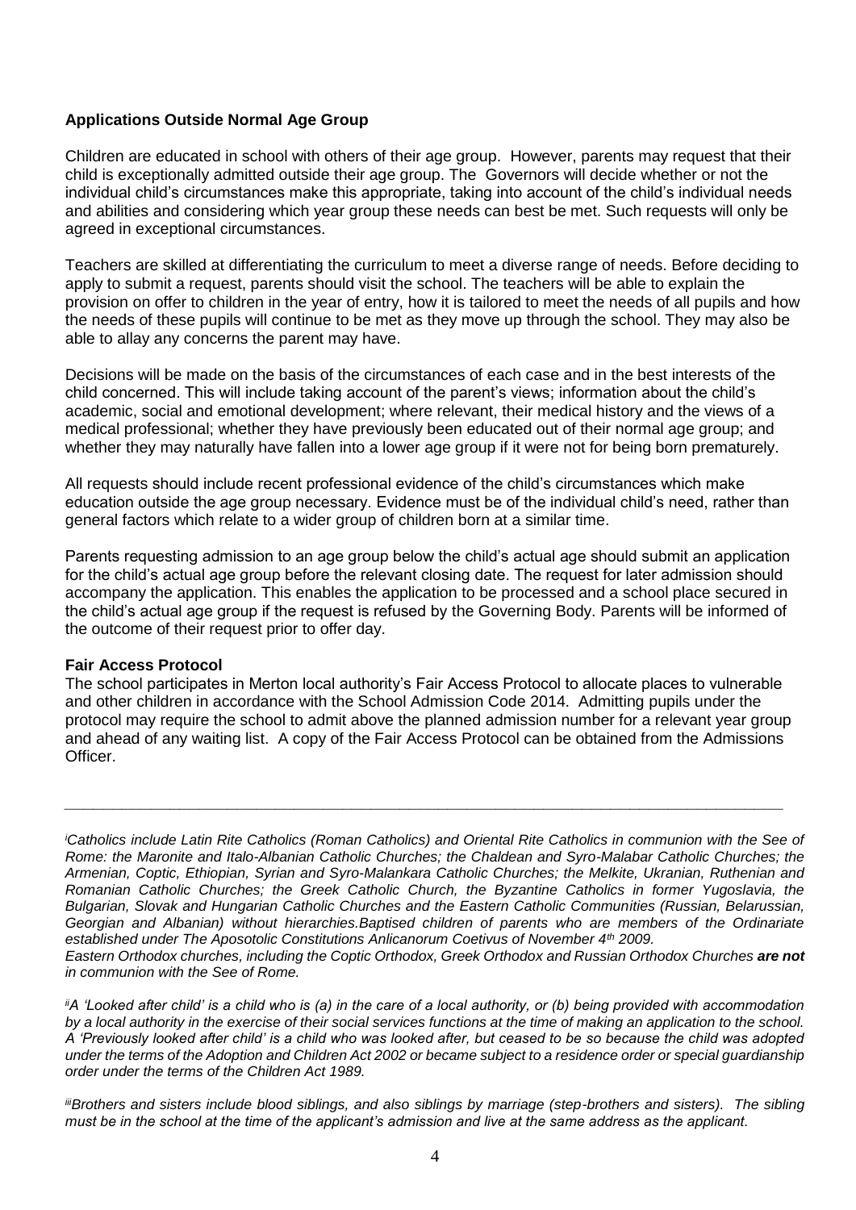**Applications Outside Normal Age Group**

Children are educated in school with others of their age group. However, parents may request that their child is exceptionally admitted outside their age group. The Governors will decide whether or not the individual child's circumstances make this appropriate, taking into account of the child's individual needs and abilities and considering which year group these needs can best be met. Such requests will only be agreed in exceptional circumstances.

Teachers are skilled at differentiating the curriculum to meet a diverse range of needs. Before deciding to apply to submit a request, parents should visit the school. The teachers will be able to explain the provision on offer to children in the year of entry, how it is tailored to meet the needs of all pupils and how the needs of these pupils will continue to be met as they move up through the school. They may also be able to allay any concerns the parent may have.

Decisions will be made on the basis of the circumstances of each case and in the best interests of the child concerned. This will include taking account of the parent's views; information about the child's academic, social and emotional development; where relevant, their medical history and the views of a medical professional; whether they have previously been educated out of their normal age group; and whether they may naturally have fallen into a lower age group if it were not for being born prematurely.

All requests should include recent professional evidence of the child's circumstances which make education outside the age group necessary. Evidence must be of the individual child's need, rather than general factors which relate to a wider group of children born at a similar time.

Parents requesting admission to an age group below the child's actual age should submit an application for the child's actual age group before the relevant closing date. The request for later admission should accompany the application. This enables the application to be processed and a school place secured in the child's actual age group if the request is refused by the Governing Body. Parents will be informed of the outcome of their request prior to offer day.

**Fair Access Protocol**

The school participates in Merton local authority's Fair Access Protocol to allocate places to vulnerable and other children in accordance with the School Admission Code 2014. Admitting pupils under the protocol may require the school to admit above the planned admission number for a relevant year group and ahead of any waiting list. A copy of the Fair Access Protocol can be obtained from the Admissions Officer.

---

[i]*Catholics include Latin Rite Catholics (Roman Catholics) and Oriental Rite Catholics in communion with the See of Rome: the Maronite and Italo-Albanian Catholic Churches; the Chaldean and Syro-Malabar Catholic Churches; the Armenian, Coptic, Ethiopian, Syrian and Syro-Malankara Catholic Churches; the Melkite, Ukranian, Ruthenian and Romanian Catholic Churches; the Greek Catholic Church, the Byzantine Catholics in former Yugoslavia, the Bulgarian, Slovak and Hungarian Catholic Churches and the Eastern Catholic Communities (Russian, Belarussian, Georgian and Albanian) without hierarchies.Baptised children of parents who are members of the Ordinariate established under The Aposotolic Constitutions Anlicanorum Coetivus of November 4th 2009.*

*Eastern Orthodox churches, including the Coptic Orthodox, Greek Orthodox and Russian Orthodox Churches* ***are not*** *in communion with the See of Rome.*

[ii]*A 'Looked after child' is a child who is (a) in the care of a local authority, or (b) being provided with accommodation by a local authority in the exercise of their social services functions at the time of making an application to the school. A 'Previously looked after child' is a child who was looked after, but ceased to be so because the child was adopted under the terms of the Adoption and Children Act 2002 or became subject to a residence order or special guardianship order under the terms of the Children Act 1989.*

[iii]*Brothers and sisters include blood siblings, and also siblings by marriage (step-brothers and sisters). The sibling must be in the school at the time of the applicant's admission and live at the same address as the applicant.*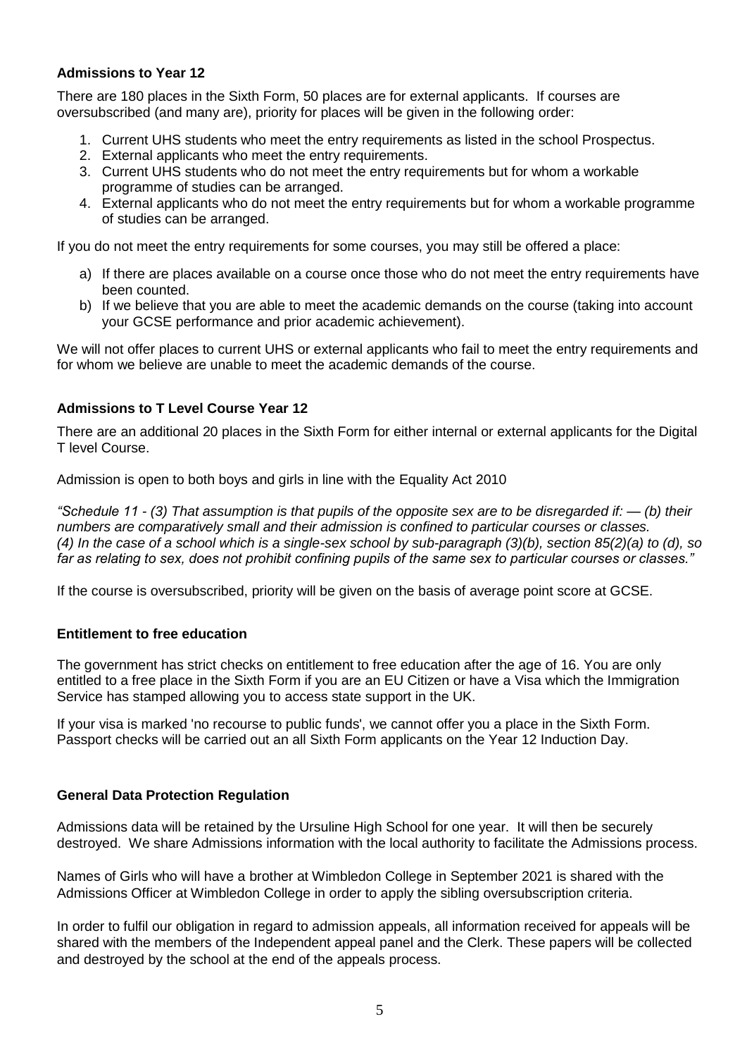### Admissions to Year 12

There are 180 places in the Sixth Form, 50 places are for external applicants. If courses are oversubscribed (and many are), priority for places will be given in the following order:

1. Current UHS students who meet the entry requirements as listed in the school Prospectus.
2. External applicants who meet the entry requirements.
3. Current UHS students who do not meet the entry requirements but for whom a workable programme of studies can be arranged.
4. External applicants who do not meet the entry requirements but for whom a workable programme of studies can be arranged.

If you do not meet the entry requirements for some courses, you may still be offered a place:

a) If there are places available on a course once those who do not meet the entry requirements have been counted.
b) If we believe that you are able to meet the academic demands on the course (taking into account your GCSE performance and prior academic achievement).

We will not offer places to current UHS or external applicants who fail to meet the entry requirements and for whom we believe are unable to meet the academic demands of the course.

### Admissions to T Level Course Year 12

There are an additional 20 places in the Sixth Form for either internal or external applicants for the Digital T level Course.

Admission is open to both boys and girls in line with the Equality Act 2010

*"Schedule 11 - (3) That assumption is that pupils of the opposite sex are to be disregarded if: — (b) their numbers are comparatively small and their admission is confined to particular courses or classes. (4) In the case of a school which is a single-sex school by sub-paragraph (3)(b), section 85(2)(a) to (d), so far as relating to sex, does not prohibit confining pupils of the same sex to particular courses or classes."*

If the course is oversubscribed, priority will be given on the basis of average point score at GCSE.

### Entitlement to free education

The government has strict checks on entitlement to free education after the age of 16. You are only entitled to a free place in the Sixth Form if you are an EU Citizen or have a Visa which the Immigration Service has stamped allowing you to access state support in the UK.

If your visa is marked 'no recourse to public funds', we cannot offer you a place in the Sixth Form. Passport checks will be carried out an all Sixth Form applicants on the Year 12 Induction Day.

### General Data Protection Regulation

Admissions data will be retained by the Ursuline High School for one year. It will then be securely destroyed. We share Admissions information with the local authority to facilitate the Admissions process.

Names of Girls who will have a brother at Wimbledon College in September 2021 is shared with the Admissions Officer at Wimbledon College in order to apply the sibling oversubscription criteria.

In order to fulfil our obligation in regard to admission appeals, all information received for appeals will be shared with the members of the Independent appeal panel and the Clerk. These papers will be collected and destroyed by the school at the end of the appeals process.